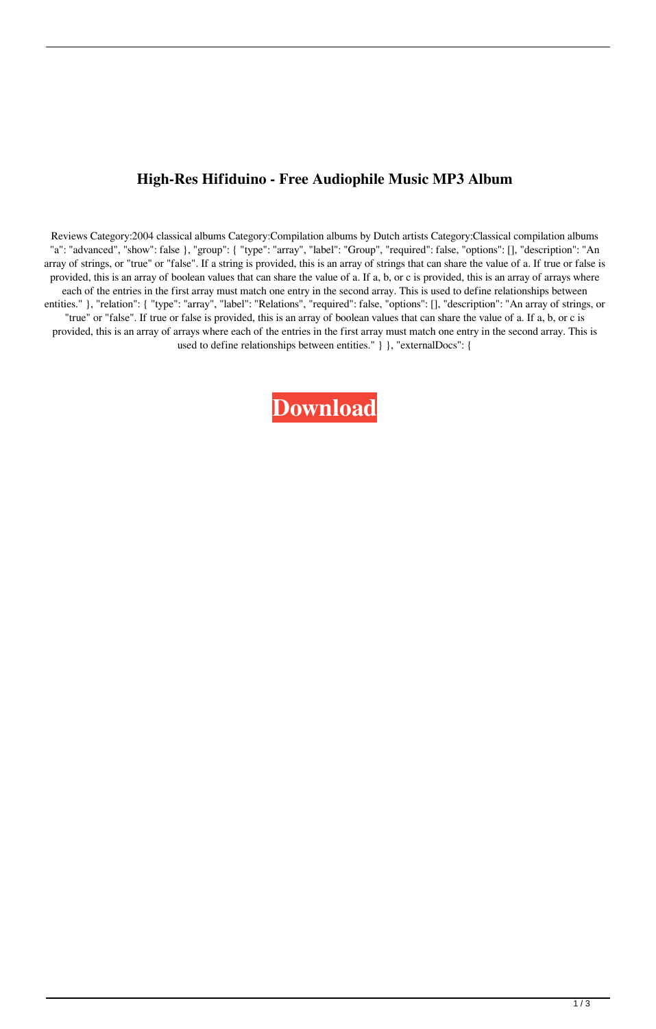# High-Res Hifiduino - Free Audiophile Music MP3 Album

Reviews Category:2004 classical albums Category:Compilation albums by Dutch artists Category:Classical compilation albums "a": "advanced", "show": false }, "group": { "type": "array", "label": "Group", "required": false, "options": [], "description": "An array of strings, or "true" or "false". If a string is provided, this is an array of strings that can share the value of a. If true or false is provided, this is an array of boolean values that can share the value of a. If a, b, or c is provided, this is an array of arrays where each of the entries in the first array must match one entry in the second array. This is used to define relationships between entities." }, "relation": { "type": "array", "label": "Relations", "required": false, "options": [], "description": "An array of strings, or "true" or "false". If true or false is provided, this is an array of boolean values that can share the value of a. If a, b, or c is provided, this is an array of arrays where each of the entries in the first array must match one entry in the second array. This is used to define relationships between entities." } }, "externalDocs": {

**Download**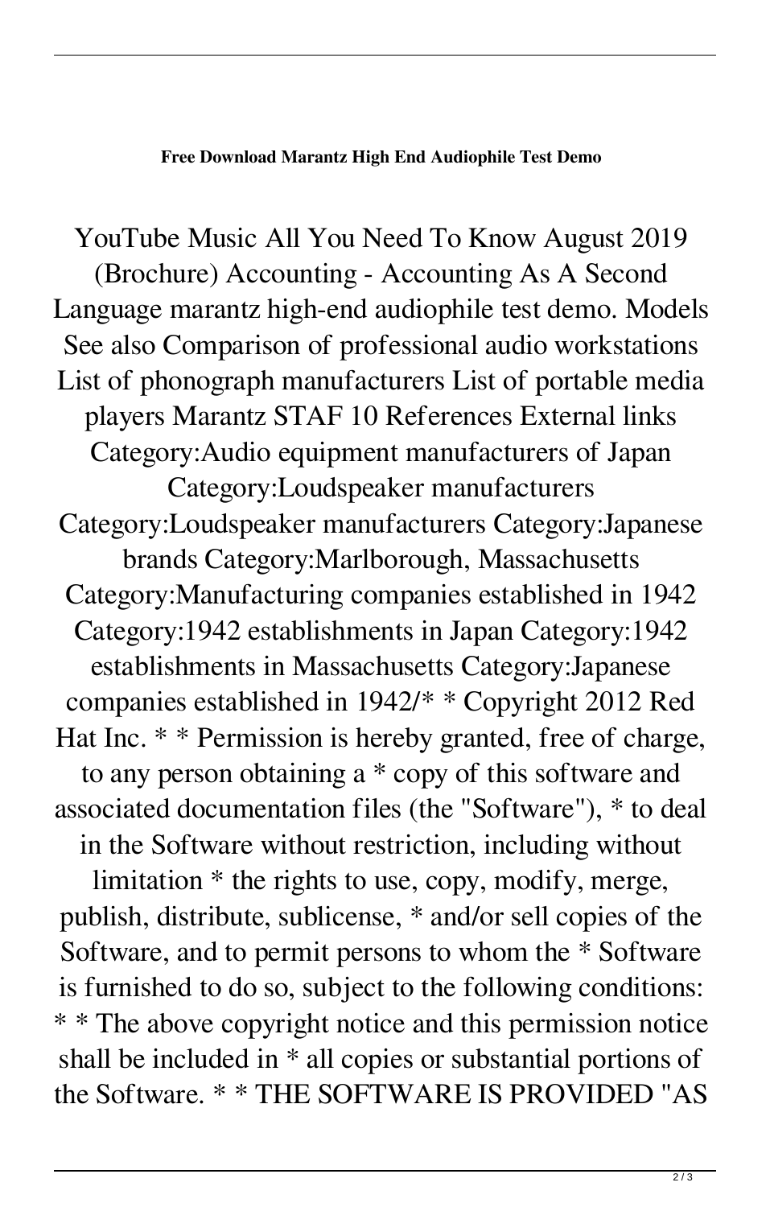**Free Download Marantz High End Audiophile Test Demo**

YouTube Music All You Need To Know August 2019 (Brochure) Accounting - Accounting As A Second Language marantz high-end audiophile test demo. Models See also Comparison of professional audio workstations List of phonograph manufacturers List of portable media players Marantz STAF 10 References External links Category:Audio equipment manufacturers of Japan Category:Loudspeaker manufacturers Category:Loudspeaker manufacturers Category:Japanese brands Category:Marlborough, Massachusetts Category:Manufacturing companies established in 1942 Category:1942 establishments in Japan Category:1942 establishments in Massachusetts Category:Japanese companies established in 1942/* * Copyright 2012 Red Hat Inc. * * Permission is hereby granted, free of charge, to any person obtaining a * copy of this software and associated documentation files (the "Software"), * to deal in the Software without restriction, including without limitation * the rights to use, copy, modify, merge, publish, distribute, sublicense, * and/or sell copies of the Software, and to permit persons to whom the * Software is furnished to do so, subject to the following conditions: * * The above copyright notice and this permission notice shall be included in * all copies or substantial portions of the Software. * * THE SOFTWARE IS PROVIDED "AS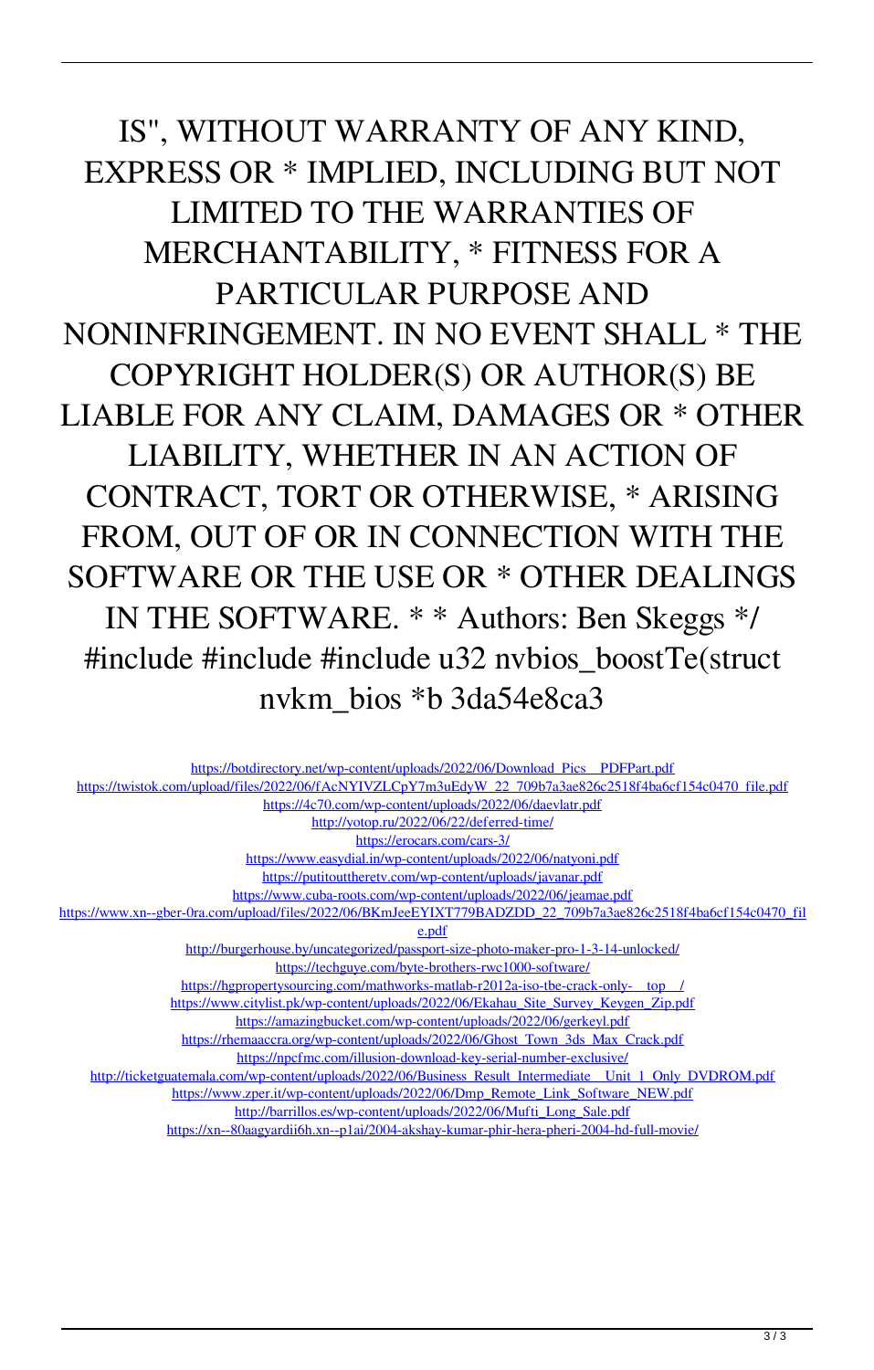IS", WITHOUT WARRANTY OF ANY KIND, EXPRESS OR * IMPLIED, INCLUDING BUT NOT LIMITED TO THE WARRANTIES OF MERCHANTABILITY, * FITNESS FOR A PARTICULAR PURPOSE AND NONINFRINGEMENT. IN NO EVENT SHALL * THE COPYRIGHT HOLDER(S) OR AUTHOR(S) BE LIABLE FOR ANY CLAIM, DAMAGES OR * OTHER LIABILITY, WHETHER IN AN ACTION OF CONTRACT, TORT OR OTHERWISE, * ARISING FROM, OUT OF OR IN CONNECTION WITH THE SOFTWARE OR THE USE OR * OTHER DEALINGS IN THE SOFTWARE. * * Authors: Ben Skeggs */ #include #include #include u32 nvbios_boostTe(struct nvkm_bios *b 3da54e8ca3

https://botdirectory.net/wp-content/uploads/2022/06/Download_Pics__PDFPart.pdf
https://twistok.com/upload/files/2022/06/fAcNYIVZLCpY7m3uEdyW_22_709b7a3ae826c2518f4ba6cf154c0470_file.pdf
https://4c70.com/wp-content/uploads/2022/06/daevlatr.pdf
http://yotop.ru/2022/06/22/deferred-time/
https://erocars.com/cars-3/
https://www.easydial.in/wp-content/uploads/2022/06/natyoni.pdf
https://putitouttheretv.com/wp-content/uploads/javanar.pdf
https://www.cuba-roots.com/wp-content/uploads/2022/06/jeamae.pdf
https://www.xn--gber-0ra.com/upload/files/2022/06/BKmJeeEYIXT779BADZDD_22_709b7a3ae826c2518f4ba6cf154c0470_file.pdf
http://burgerhouse.by/uncategorized/passport-size-photo-maker-pro-1-3-14-unlocked/
https://techguye.com/byte-brothers-rwc1000-software/
https://hgpropertysourcing.com/mathworks-matlab-r2012a-iso-tbe-crack-only-__top__/
https://www.citylist.pk/wp-content/uploads/2022/06/Ekahau_Site_Survey_Keygen_Zip.pdf
https://amazingbucket.com/wp-content/uploads/2022/06/gerkeyl.pdf
https://rhemaaccra.org/wp-content/uploads/2022/06/Ghost_Town_3ds_Max_Crack.pdf
https://npcfmc.com/illusion-download-key-serial-number-exclusive/
http://ticketguatemala.com/wp-content/uploads/2022/06/Business_Result_Intermediate__Unit_1_Only_DVDROM.pdf
https://www.zper.it/wp-content/uploads/2022/06/Dmp_Remote_Link_Software_NEW.pdf
http://barrillos.es/wp-content/uploads/2022/06/Mufti_Long_Sale.pdf
https://xn--80aagyardii6h.xn--p1ai/2004-akshay-kumar-phir-hera-pheri-2004-hd-full-movie/